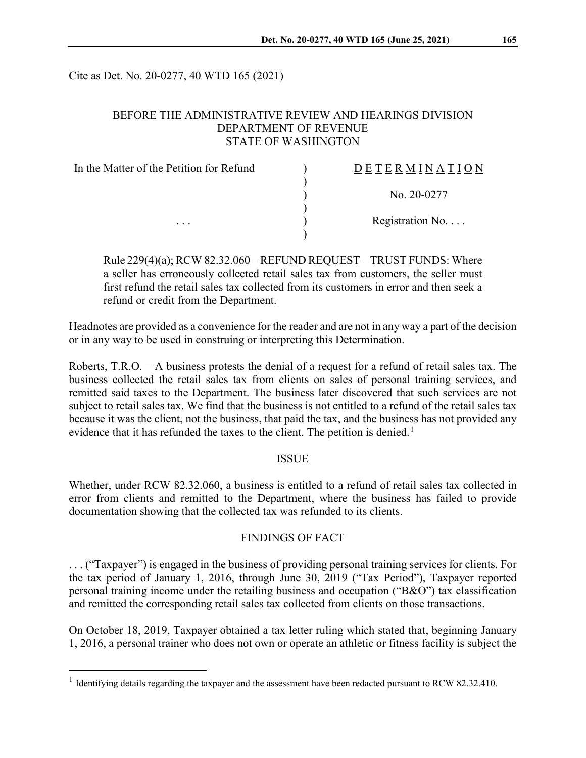Cite as Det. No. 20-0277, 40 WTD 165 (2021)

BEFORE THE ADMINISTRATIVE REVIEW AND HEARINGS DIVISION
DEPARTMENT OF REVENUE
STATE OF WASHINGTON

| In the Matter of the Petition for Refund | ) | D E T E R M I N A T I O N |
|---|---|---|
| | ) | |
| | ) | No. 20-0277 |
| | ) | |
| . . . | ) | Registration No. . . . |
| | ) | |

> Rule 229(4)(a); RCW 82.32.060 – REFUND REQUEST – TRUST FUNDS: Where a seller has erroneously collected retail sales tax from customers, the seller must first refund the retail sales tax collected from its customers in error and then seek a refund or credit from the Department.

Headnotes are provided as a convenience for the reader and are not in any way a part of the decision or in any way to be used in construing or interpreting this Determination.

Roberts, T.R.O. – A business protests the denial of a request for a refund of retail sales tax. The business collected the retail sales tax from clients on sales of personal training services, and remitted said taxes to the Department. The business later discovered that such services are not subject to retail sales tax. We find that the business is not entitled to a refund of the retail sales tax because it was the client, not the business, that paid the tax, and the business has not provided any evidence that it has refunded the taxes to the client. The petition is denied.[1]

## ISSUE

Whether, under RCW 82.32.060, a business is entitled to a refund of retail sales tax collected in error from clients and remitted to the Department, where the business has failed to provide documentation showing that the collected tax was refunded to its clients.

## FINDINGS OF FACT

. . . ("Taxpayer") is engaged in the business of providing personal training services for clients. For the tax period of January 1, 2016, through June 30, 2019 ("Tax Period"), Taxpayer reported personal training income under the retailing business and occupation ("B&O") tax classification and remitted the corresponding retail sales tax collected from clients on those transactions.

On October 18, 2019, Taxpayer obtained a tax letter ruling which stated that, beginning January 1, 2016, a personal trainer who does not own or operate an athletic or fitness facility is subject the

---

[1] Identifying details regarding the taxpayer and the assessment have been redacted pursuant to RCW 82.32.410.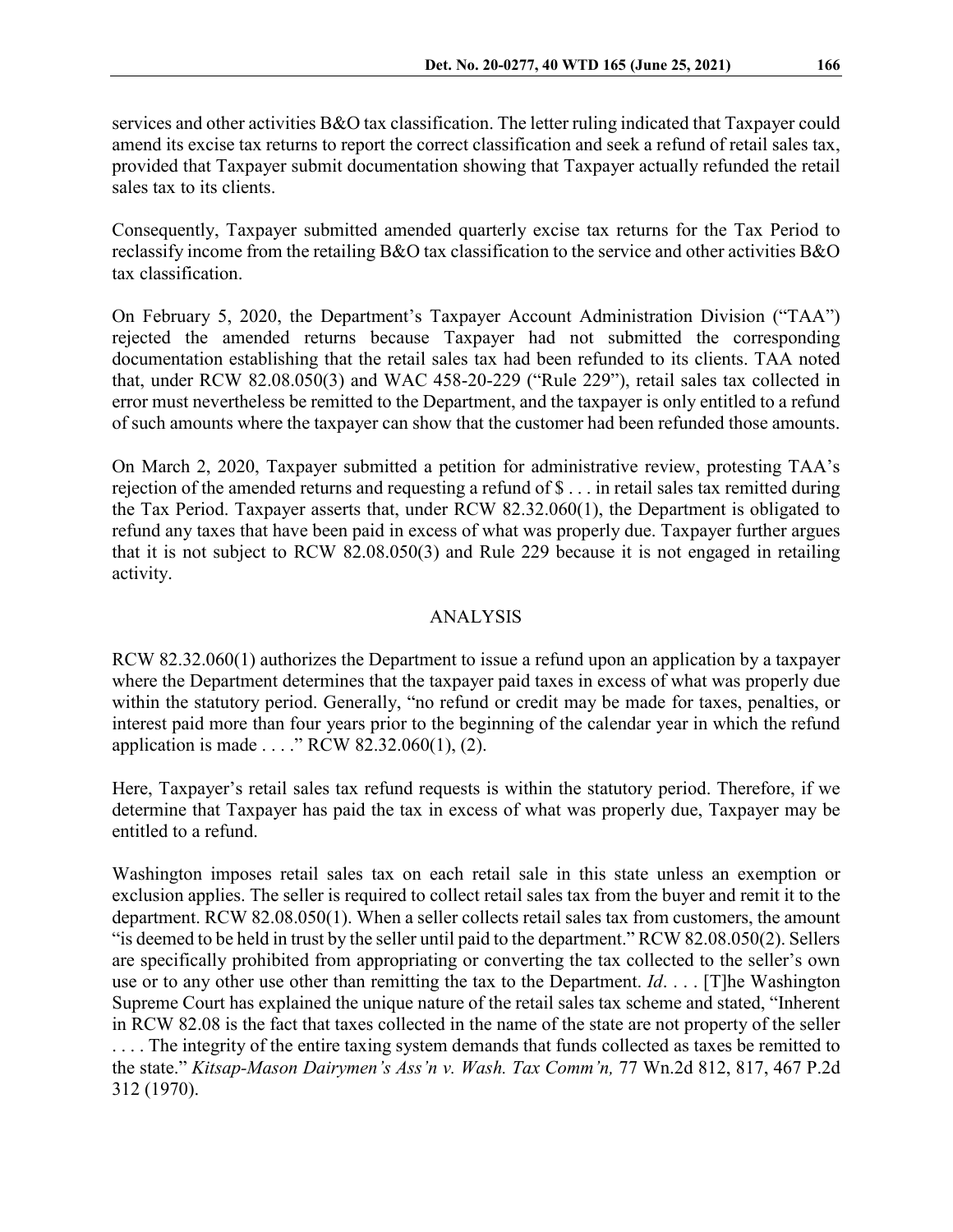services and other activities B&O tax classification. The letter ruling indicated that Taxpayer could amend its excise tax returns to report the correct classification and seek a refund of retail sales tax, provided that Taxpayer submit documentation showing that Taxpayer actually refunded the retail sales tax to its clients.

Consequently, Taxpayer submitted amended quarterly excise tax returns for the Tax Period to reclassify income from the retailing B&O tax classification to the service and other activities B&O tax classification.

On February 5, 2020, the Department's Taxpayer Account Administration Division ("TAA") rejected the amended returns because Taxpayer had not submitted the corresponding documentation establishing that the retail sales tax had been refunded to its clients. TAA noted that, under RCW 82.08.050(3) and WAC 458-20-229 ("Rule 229"), retail sales tax collected in error must nevertheless be remitted to the Department, and the taxpayer is only entitled to a refund of such amounts where the taxpayer can show that the customer had been refunded those amounts.

On March 2, 2020, Taxpayer submitted a petition for administrative review, protesting TAA's rejection of the amended returns and requesting a refund of $ . . . in retail sales tax remitted during the Tax Period. Taxpayer asserts that, under RCW 82.32.060(1), the Department is obligated to refund any taxes that have been paid in excess of what was properly due. Taxpayer further argues that it is not subject to RCW 82.08.050(3) and Rule 229 because it is not engaged in retailing activity.

## ANALYSIS

RCW 82.32.060(1) authorizes the Department to issue a refund upon an application by a taxpayer where the Department determines that the taxpayer paid taxes in excess of what was properly due within the statutory period. Generally, "no refund or credit may be made for taxes, penalties, or interest paid more than four years prior to the beginning of the calendar year in which the refund application is made . . . ." RCW 82.32.060(1), (2).

Here, Taxpayer's retail sales tax refund requests is within the statutory period. Therefore, if we determine that Taxpayer has paid the tax in excess of what was properly due, Taxpayer may be entitled to a refund.

Washington imposes retail sales tax on each retail sale in this state unless an exemption or exclusion applies. The seller is required to collect retail sales tax from the buyer and remit it to the department. RCW 82.08.050(1). When a seller collects retail sales tax from customers, the amount "is deemed to be held in trust by the seller until paid to the department." RCW 82.08.050(2). Sellers are specifically prohibited from appropriating or converting the tax collected to the seller's own use or to any other use other than remitting the tax to the Department. *Id*. . . . [T]he Washington Supreme Court has explained the unique nature of the retail sales tax scheme and stated, "Inherent in RCW 82.08 is the fact that taxes collected in the name of the state are not property of the seller . . . . The integrity of the entire taxing system demands that funds collected as taxes be remitted to the state." *Kitsap-Mason Dairymen's Ass'n v. Wash. Tax Comm'n,* 77 Wn.2d 812, 817, 467 P.2d 312 (1970).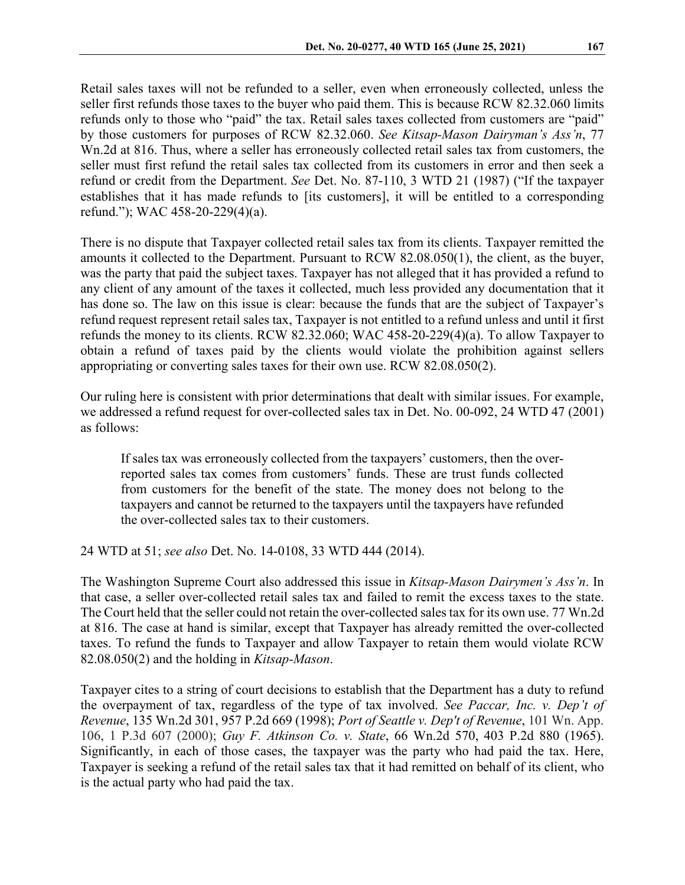Retail sales taxes will not be refunded to a seller, even when erroneously collected, unless the seller first refunds those taxes to the buyer who paid them. This is because RCW 82.32.060 limits refunds only to those who "paid" the tax. Retail sales taxes collected from customers are "paid" by those customers for purposes of RCW 82.32.060. *See Kitsap-Mason Dairyman's Ass'n*, 77 Wn.2d at 816. Thus, where a seller has erroneously collected retail sales tax from customers, the seller must first refund the retail sales tax collected from its customers in error and then seek a refund or credit from the Department. *See* Det. No. 87-110, 3 WTD 21 (1987) ("If the taxpayer establishes that it has made refunds to [its customers], it will be entitled to a corresponding refund."); WAC 458-20-229(4)(a).

There is no dispute that Taxpayer collected retail sales tax from its clients. Taxpayer remitted the amounts it collected to the Department. Pursuant to RCW 82.08.050(1), the client, as the buyer, was the party that paid the subject taxes. Taxpayer has not alleged that it has provided a refund to any client of any amount of the taxes it collected, much less provided any documentation that it has done so. The law on this issue is clear: because the funds that are the subject of Taxpayer's refund request represent retail sales tax, Taxpayer is not entitled to a refund unless and until it first refunds the money to its clients. RCW 82.32.060; WAC 458-20-229(4)(a). To allow Taxpayer to obtain a refund of taxes paid by the clients would violate the prohibition against sellers appropriating or converting sales taxes for their own use. RCW 82.08.050(2).

Our ruling here is consistent with prior determinations that dealt with similar issues. For example, we addressed a refund request for over-collected sales tax in Det. No. 00-092, 24 WTD 47 (2001) as follows:

> If sales tax was erroneously collected from the taxpayers' customers, then the over-reported sales tax comes from customers' funds. These are trust funds collected from customers for the benefit of the state. The money does not belong to the taxpayers and cannot be returned to the taxpayers until the taxpayers have refunded the over-collected sales tax to their customers.

24 WTD at 51; *see also* Det. No. 14-0108, 33 WTD 444 (2014).

The Washington Supreme Court also addressed this issue in *Kitsap-Mason Dairymen's Ass'n*. In that case, a seller over-collected retail sales tax and failed to remit the excess taxes to the state. The Court held that the seller could not retain the over-collected sales tax for its own use. 77 Wn.2d at 816. The case at hand is similar, except that Taxpayer has already remitted the over-collected taxes. To refund the funds to Taxpayer and allow Taxpayer to retain them would violate RCW 82.08.050(2) and the holding in *Kitsap-Mason*.

Taxpayer cites to a string of court decisions to establish that the Department has a duty to refund the overpayment of tax, regardless of the type of tax involved. *See Paccar, Inc. v. Dep't of Revenue*, 135 Wn.2d 301, 957 P.2d 669 (1998); *Port of Seattle v. Dep't of Revenue*, 101 Wn. App. 106, 1 P.3d 607 (2000); *Guy F. Atkinson Co. v. State*, 66 Wn.2d 570, 403 P.2d 880 (1965). Significantly, in each of those cases, the taxpayer was the party who had paid the tax. Here, Taxpayer is seeking a refund of the retail sales tax that it had remitted on behalf of its client, who is the actual party who had paid the tax.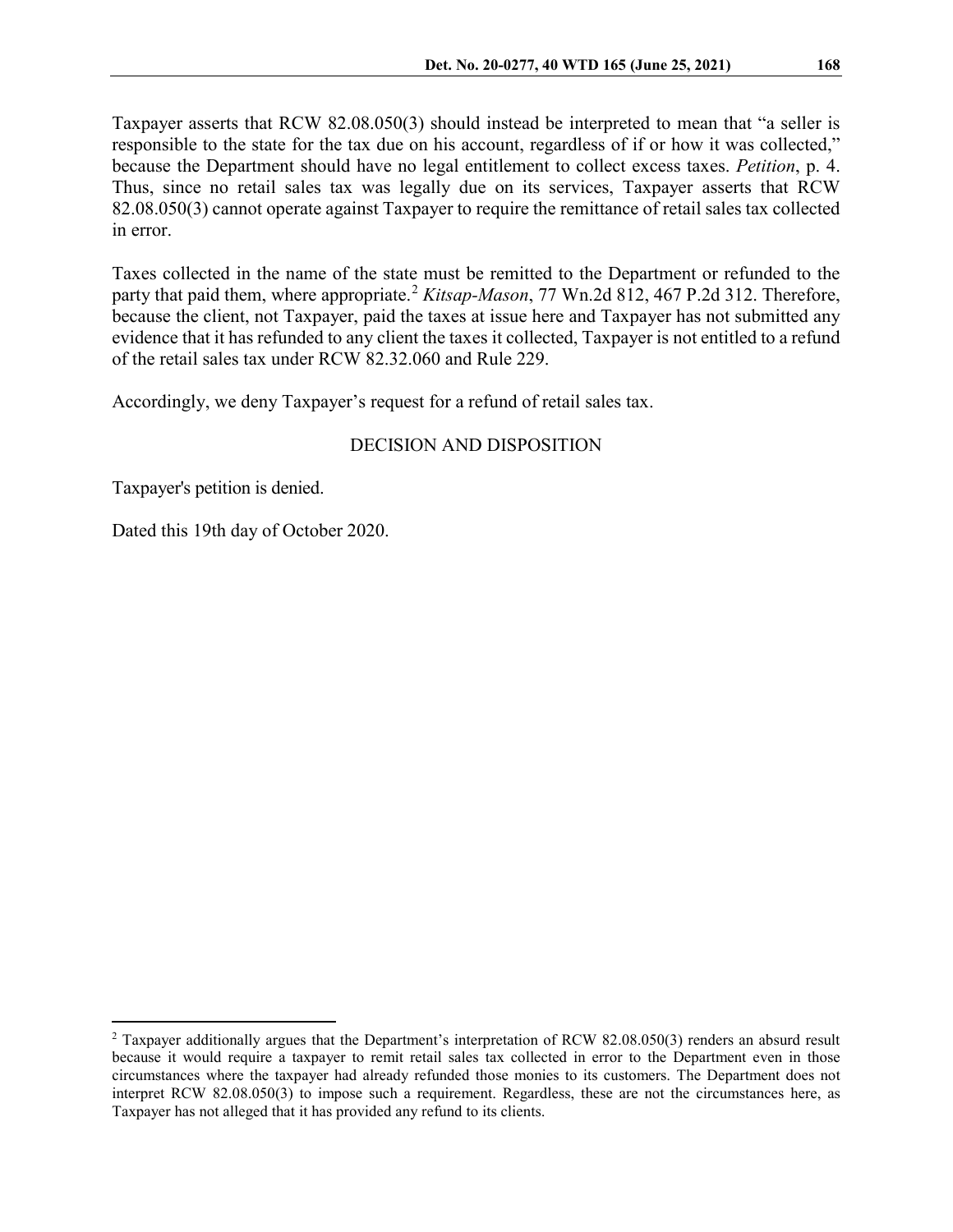Taxpayer asserts that RCW 82.08.050(3) should instead be interpreted to mean that "a seller is responsible to the state for the tax due on his account, regardless of if or how it was collected," because the Department should have no legal entitlement to collect excess taxes. *Petition*, p. 4. Thus, since no retail sales tax was legally due on its services, Taxpayer asserts that RCW 82.08.050(3) cannot operate against Taxpayer to require the remittance of retail sales tax collected in error.

Taxes collected in the name of the state must be remitted to the Department or refunded to the party that paid them, where appropriate.[2] *Kitsap-Mason*, 77 Wn.2d 812, 467 P.2d 312. Therefore, because the client, not Taxpayer, paid the taxes at issue here and Taxpayer has not submitted any evidence that it has refunded to any client the taxes it collected, Taxpayer is not entitled to a refund of the retail sales tax under RCW 82.32.060 and Rule 229.

Accordingly, we deny Taxpayer's request for a refund of retail sales tax.

## DECISION AND DISPOSITION

Taxpayer's petition is denied.

Dated this 19th day of October 2020.

---

[2] Taxpayer additionally argues that the Department's interpretation of RCW 82.08.050(3) renders an absurd result because it would require a taxpayer to remit retail sales tax collected in error to the Department even in those circumstances where the taxpayer had already refunded those monies to its customers. The Department does not interpret RCW 82.08.050(3) to impose such a requirement. Regardless, these are not the circumstances here, as Taxpayer has not alleged that it has provided any refund to its clients.